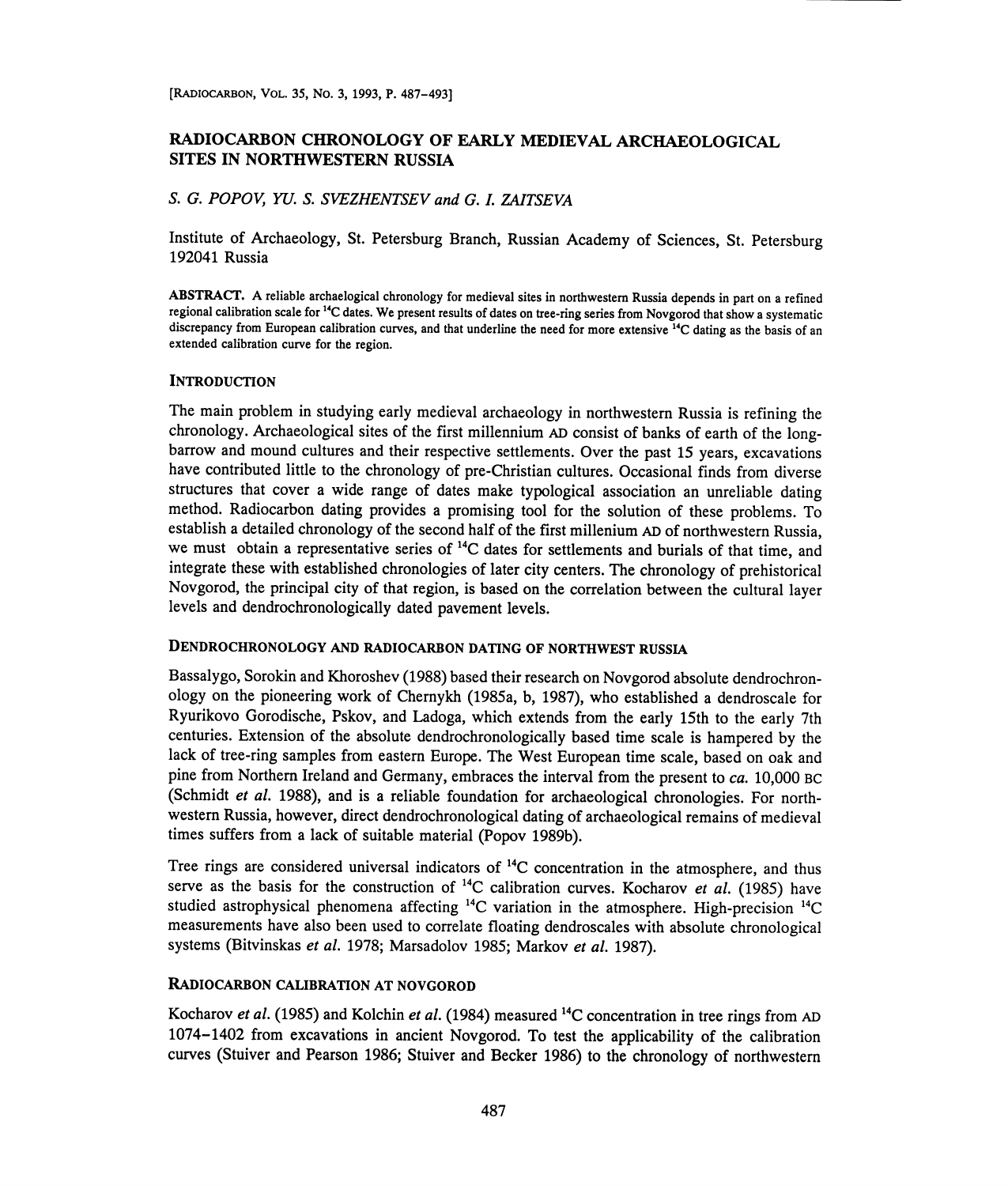# RADIOCARBON CHRONOLOGY OF EARLY MEDIEVAL ARCHAEOLOGICAL SITES IN NORTHWESTERN RUSSIA

*S. G. POPOV, YU. S. SVEZHENTSEV and G. I. ZAITSEVA*

Institute of Archaeology, St. Petersburg Branch, Russian Academy of Sciences, St. Petersburg 192041 Russia

**ABSTRACT.** A reliable archaeological chronology for medieval sites in northwestern Russia depends in part on a refined regional calibration scale for $^{14}C$ dates. We present results of dates on tree-ring series from Novgorod that show a systematic discrepancy from European calibration curves, and that underline the need for more extensive $^{14}C$ dating as the basis of an extended calibration curve for the region.

## INTRODUCTION

The main problem in studying early medieval archaeology in northwestern Russia is refining the chronology. Archaeological sites of the first millennium AD consist of banks of earth of the long-barrow and mound cultures and their respective settlements. Over the past 15 years, excavations have contributed little to the chronology of pre-Christian cultures. Occasional finds from diverse structures that cover a wide range of dates make typological association an unreliable dating method. Radiocarbon dating provides a promising tool for the solution of these problems. To establish a detailed chronology of the second half of the first millenium AD of northwestern Russia, we must obtain a representative series of $^{14}C$ dates for settlements and burials of that time, and integrate these with established chronologies of later city centers. The chronology of prehistorical Novgorod, the principal city of that region, is based on the correlation between the cultural layer levels and dendrochronologically dated pavement levels.

## DENDROCHRONOLOGY AND RADIOCARBON DATING OF NORTHWEST RUSSIA

Bassalygo, Sorokin and Khoroshev (1988) based their research on Novgorod absolute dendrochronology on the pioneering work of Chernykh (1985a, b, 1987), who established a dendroscale for Ryurikovo Gorodische, Pskov, and Ladoga, which extends from the early 15th to the early 7th centuries. Extension of the absolute dendrochronologically based time scale is hampered by the lack of tree-ring samples from eastern Europe. The West European time scale, based on oak and pine from Northern Ireland and Germany, embraces the interval from the present to *ca.* 10,000 BC (Schmidt *et al.* 1988), and is a reliable foundation for archaeological chronologies. For northwestern Russia, however, direct dendrochronological dating of archaeological remains of medieval times suffers from a lack of suitable material (Popov 1989b).

Tree rings are considered universal indicators of $^{14}C$ concentration in the atmosphere, and thus serve as the basis for the construction of $^{14}C$ calibration curves. Kocharov *et al.* (1985) have studied astrophysical phenomena affecting $^{14}C$ variation in the atmosphere. High-precision $^{14}C$ measurements have also been used to correlate floating dendroscales with absolute chronological systems (Bitvinskas *et al.* 1978; Marsadolov 1985; Markov *et al.* 1987).

## RADIOCARBON CALIBRATION AT NOVGOROD

Kocharov *et al.* (1985) and Kolchin *et al.* (1984) measured $^{14}C$ concentration in tree rings from AD 1074–1402 from excavations in ancient Novgorod. To test the applicability of the calibration curves (Stuiver and Pearson 1986; Stuiver and Becker 1986) to the chronology of northwestern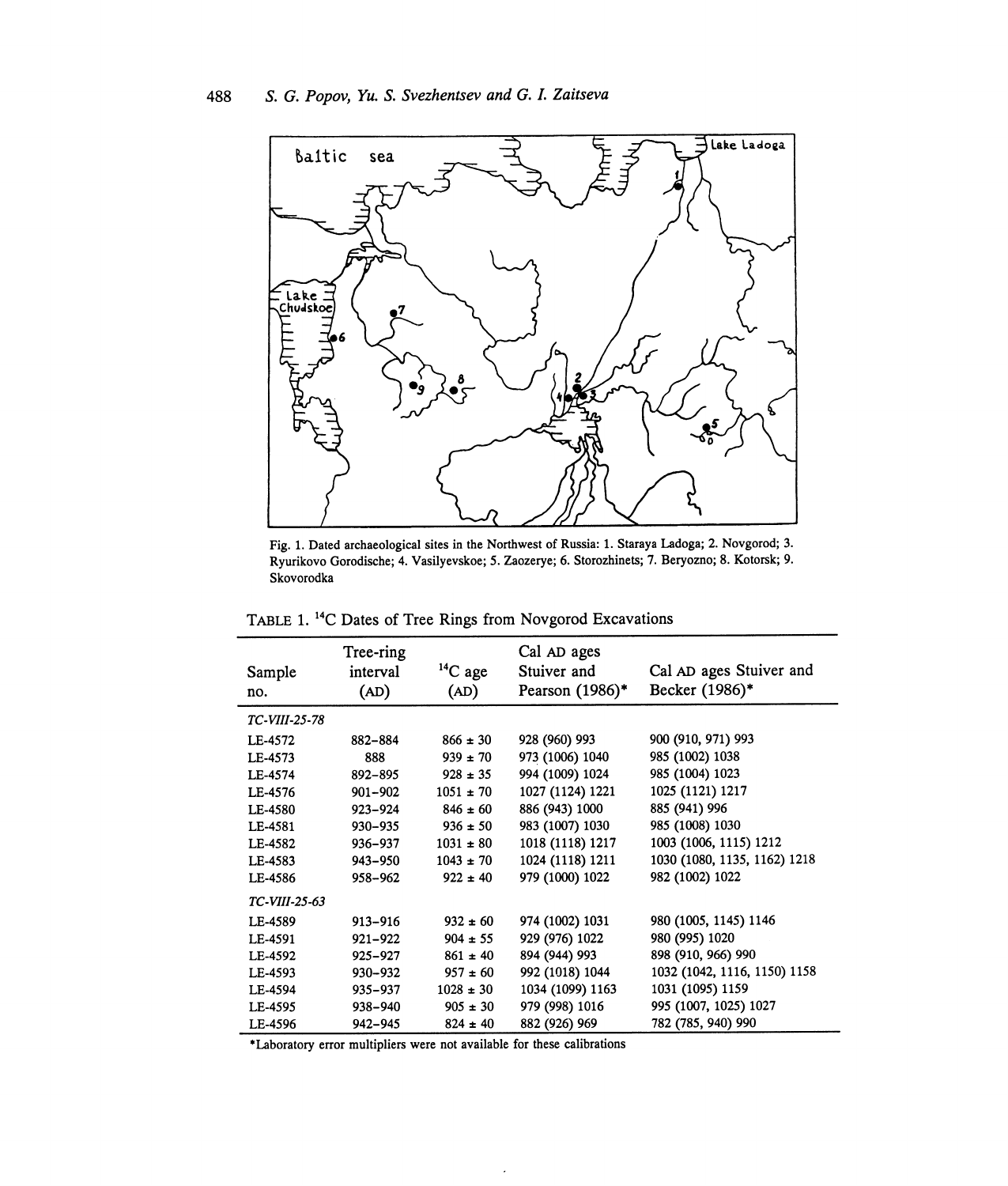Fig. 1. Dated archaeological sites in the Northwest of Russia: 1. Staraya Ladoga; 2. Novgorod; 3. Ryurikovo Gorodische; 4. Vasilyevskoe; 5. Zaozerye; 6. Storozhinets; 7. Beryozno; 8. Kotorsk; 9. Skovorodka

TABLE 1. $^{14}C$ Dates of Tree Rings from Novgorod Excavations

| Sample no. | Tree-ring interval (AD) | $^{14}C$ age (AD) | Cal AD ages Stuiver and Pearson (1986)* | Cal AD ages Stuiver and Becker (1986)* |
|---|---|---|---|---|
| *TC-VIII-25-78* | | | | |
| LE-4572 | 882–884 | 866 ± 30 | 928 (960) 993 | 900 (910, 971) 993 |
| LE-4573 | 888 | 939 ± 70 | 973 (1006) 1040 | 985 (1002) 1038 |
| LE-4574 | 892–895 | 928 ± 35 | 994 (1009) 1024 | 985 (1004) 1023 |
| LE-4576 | 901–902 | 1051 ± 70 | 1027 (1124) 1221 | 1025 (1121) 1217 |
| LE-4580 | 923–924 | 846 ± 60 | 886 (943) 1000 | 885 (941) 996 |
| LE-4581 | 930–935 | 936 ± 50 | 983 (1007) 1030 | 985 (1008) 1030 |
| LE-4582 | 936–937 | 1031 ± 80 | 1018 (1118) 1217 | 1003 (1006, 1115) 1212 |
| LE-4583 | 943–950 | 1043 ± 70 | 1024 (1118) 1211 | 1030 (1080, 1135, 1162) 1218 |
| LE-4586 | 958–962 | 922 ± 40 | 979 (1000) 1022 | 982 (1002) 1022 |
| *TC-VIII-25-63* | | | | |
| LE-4589 | 913–916 | 932 ± 60 | 974 (1002) 1031 | 980 (1005, 1145) 1146 |
| LE-4591 | 921–922 | 904 ± 55 | 929 (976) 1022 | 980 (995) 1020 |
| LE-4592 | 925–927 | 861 ± 40 | 894 (944) 993 | 898 (910, 966) 990 |
| LE-4593 | 930–932 | 957 ± 60 | 992 (1018) 1044 | 1032 (1042, 1116, 1150) 1158 |
| LE-4594 | 935–937 | 1028 ± 30 | 1034 (1099) 1163 | 1031 (1095) 1159 |
| LE-4595 | 938–940 | 905 ± 30 | 979 (998) 1016 | 995 (1007, 1025) 1027 |
| LE-4596 | 942–945 | 824 ± 40 | 882 (926) 969 | 782 (785, 940) 990 |

*Laboratory error multipliers were not available for these calibrations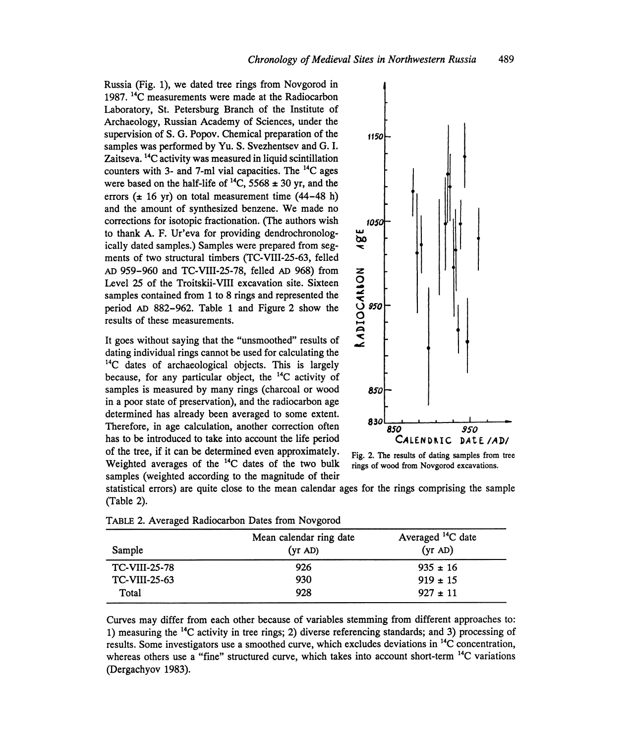Russia (Fig. 1), we dated tree rings from Novgorod in 1987. $^{14}C$ measurements were made at the Radiocarbon Laboratory, St. Petersburg Branch of the Institute of Archaeology, Russian Academy of Sciences, under the supervision of S. G. Popov. Chemical preparation of the samples was performed by Yu. S. Svezhentsev and G. I. Zaitseva. $^{14}C$ activity was measured in liquid scintillation counters with 3- and 7-ml vial capacities. The $^{14}C$ ages were based on the half-life of $^{14}C$, 5568 ± 30 yr, and the errors (± 16 yr) on total measurement time (44–48 h) and the amount of synthesized benzene. We made no corrections for isotopic fractionation. (The authors wish to thank A. F. Ur'eva for providing dendrochronologically dated samples.) Samples were prepared from segments of two structural timbers (TC-VIII-25-63, felled AD 959–960 and TC-VIII-25-78, felled AD 968) from Level 25 of the Troitskii-VIII excavation site. Sixteen samples contained from 1 to 8 rings and represented the period AD 882–962. Table 1 and Figure 2 show the results of these measurements.

Fig. 2. The results of dating samples from tree rings of wood from Novgorod excavations.

It goes without saying that the "unsmoothed" results of dating individual rings cannot be used for calculating the $^{14}C$ dates of archaeological objects. This is largely because, for any particular object, the $^{14}C$ activity of samples is measured by many rings (charcoal or wood in a poor state of preservation), and the radiocarbon age determined has already been averaged to some extent. Therefore, in age calculation, another correction often has to be introduced to take into account the life period of the tree, if it can be determined even approximately. Weighted averages of the $^{14}C$ dates of the two bulk samples (weighted according to the magnitude of their statistical errors) are quite close to the mean calendar ages for the rings comprising the sample (Table 2).

TABLE 2. Averaged Radiocarbon Dates from Novgorod

| Sample | Mean calendar ring date (yr AD) | Averaged $^{14}C$ date (yr AD) |
|---|---|---|
| TC-VIII-25-78 | 926 | 935 ± 16 |
| TC-VIII-25-63 | 930 | 919 ± 15 |
| Total | 928 | 927 ± 11 |

Curves may differ from each other because of variables stemming from different approaches to: 1) measuring the $^{14}C$ activity in tree rings; 2) diverse referencing standards; and 3) processing of results. Some investigators use a smoothed curve, which excludes deviations in $^{14}C$ concentration, whereas others use a "fine" structured curve, which takes into account short-term $^{14}C$ variations (Dergachyov 1983).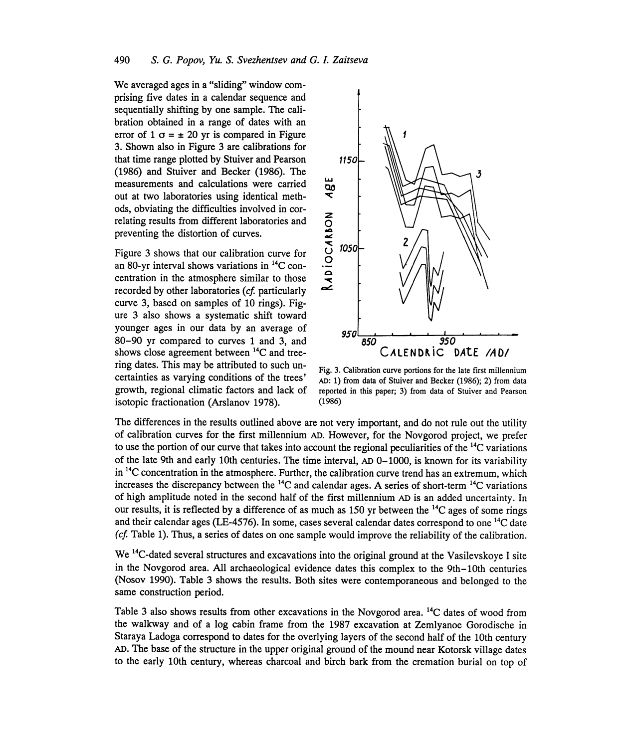We averaged ages in a "sliding" window comprising five dates in a calendar sequence and sequentially shifting by one sample. The calibration obtained in a range of dates with an error of 1 $\sigma = \pm$ 20 yr is compared in Figure 3. Shown also in Figure 3 are calibrations for that time range plotted by Stuiver and Pearson (1986) and Stuiver and Becker (1986). The measurements and calculations were carried out at two laboratories using identical methods, obviating the difficulties involved in correlating results from different laboratories and preventing the distortion of curves.

Figure 3 shows that our calibration curve for an 80-yr interval shows variations in $^{14}$C concentration in the atmosphere similar to those recorded by other laboratories (*cf.* particularly curve 3, based on samples of 10 rings). Figure 3 also shows a systematic shift toward younger ages in our data by an average of 80–90 yr compared to curves 1 and 3, and shows close agreement between $^{14}$C and tree-ring dates. This may be attributed to such uncertainties as varying conditions of the trees' growth, regional climatic factors and lack of isotopic fractionation (Arslanov 1978).

Fig. 3. Calibration curve portions for the late first millennium AD: 1) from data of Stuiver and Becker (1986); 2) from data reported in this paper; 3) from data of Stuiver and Pearson (1986)

The differences in the results outlined above are not very important, and do not rule out the utility of calibration curves for the first millennium AD. However, for the Novgorod project, we prefer to use the portion of our curve that takes into account the regional peculiarities of the $^{14}$C variations of the late 9th and early 10th centuries. The time interval, AD 0–1000, is known for its variability in $^{14}$C concentration in the atmosphere. Further, the calibration curve trend has an extremum, which increases the discrepancy between the $^{14}$C and calendar ages. A series of short-term $^{14}$C variations of high amplitude noted in the second half of the first millennium AD is an added uncertainty. In our results, it is reflected by a difference of as much as 150 yr between the $^{14}$C ages of some rings and their calendar ages (LE-4576). In some, cases several calendar dates correspond to one $^{14}$C date (*cf.* Table 1). Thus, a series of dates on one sample would improve the reliability of the calibration.

We $^{14}$C-dated several structures and excavations into the original ground at the Vasilevskoye I site in the Novgorod area. All archaeological evidence dates this complex to the 9th–10th centuries (Nosov 1990). Table 3 shows the results. Both sites were contemporaneous and belonged to the same construction period.

Table 3 also shows results from other excavations in the Novgorod area. $^{14}$C dates of wood from the walkway and of a log cabin frame from the 1987 excavation at Zemlyanoe Gorodische in Staraya Ladoga correspond to dates for the overlying layers of the second half of the 10th century AD. The base of the structure in the upper original ground of the mound near Kotorsk village dates to the early 10th century, whereas charcoal and birch bark from the cremation burial on top of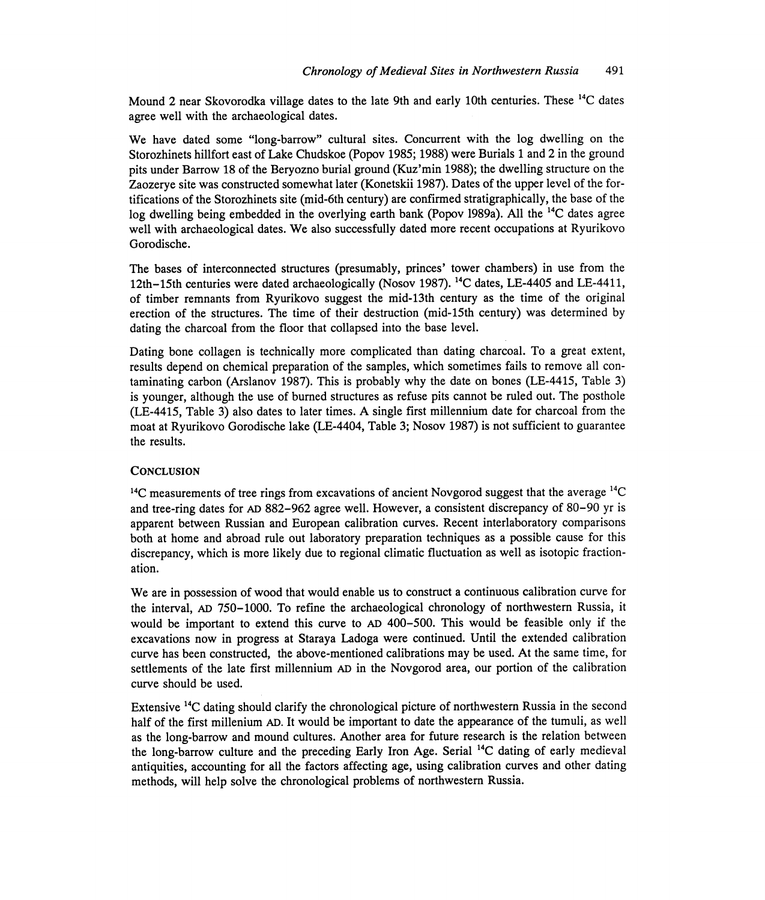Mound 2 near Skovorodka village dates to the late 9th and early 10th centuries. These $^{14}C$ dates agree well with the archaeological dates.

We have dated some "long-barrow" cultural sites. Concurrent with the log dwelling on the Storozhinets hillfort east of Lake Chudskoe (Popov 1985; 1988) were Burials 1 and 2 in the ground pits under Barrow 18 of the Beryozno burial ground (Kuz'min 1988); the dwelling structure on the Zaozerye site was constructed somewhat later (Konetskii 1987). Dates of the upper level of the fortifications of the Storozhinets site (mid-6th century) are confirmed stratigraphically, the base of the log dwelling being embedded in the overlying earth bank (Popov 1989a). All the $^{14}C$ dates agree well with archaeological dates. We also successfully dated more recent occupations at Ryurikovo Gorodische.

The bases of interconnected structures (presumably, princes' tower chambers) in use from the 12th–15th centuries were dated archaeologically (Nosov 1987). $^{14}C$ dates, LE-4405 and LE-4411, of timber remnants from Ryurikovo suggest the mid-13th century as the time of the original erection of the structures. The time of their destruction (mid-15th century) was determined by dating the charcoal from the floor that collapsed into the base level.

Dating bone collagen is technically more complicated than dating charcoal. To a great extent, results depend on chemical preparation of the samples, which sometimes fails to remove all contaminating carbon (Arslanov 1987). This is probably why the date on bones (LE-4415, Table 3) is younger, although the use of burned structures as refuse pits cannot be ruled out. The posthole (LE-4415, Table 3) also dates to later times. A single first millennium date for charcoal from the moat at Ryurikovo Gorodische lake (LE-4404, Table 3; Nosov 1987) is not sufficient to guarantee the results.

## Conclusion

$^{14}C$ measurements of tree rings from excavations of ancient Novgorod suggest that the average $^{14}C$ and tree-ring dates for AD 882–962 agree well. However, a consistent discrepancy of 80–90 yr is apparent between Russian and European calibration curves. Recent interlaboratory comparisons both at home and abroad rule out laboratory preparation techniques as a possible cause for this discrepancy, which is more likely due to regional climatic fluctuation as well as isotopic fractionation.

We are in possession of wood that would enable us to construct a continuous calibration curve for the interval, AD 750–1000. To refine the archaeological chronology of northwestern Russia, it would be important to extend this curve to AD 400–500. This would be feasible only if the excavations now in progress at Staraya Ladoga were continued. Until the extended calibration curve has been constructed, the above-mentioned calibrations may be used. At the same time, for settlements of the late first millennium AD in the Novgorod area, our portion of the calibration curve should be used.

Extensive $^{14}C$ dating should clarify the chronological picture of northwestern Russia in the second half of the first millenium AD. It would be important to date the appearance of the tumuli, as well as the long-barrow and mound cultures. Another area for future research is the relation between the long-barrow culture and the preceding Early Iron Age. Serial $^{14}C$ dating of early medieval antiquities, accounting for all the factors affecting age, using calibration curves and other dating methods, will help solve the chronological problems of northwestern Russia.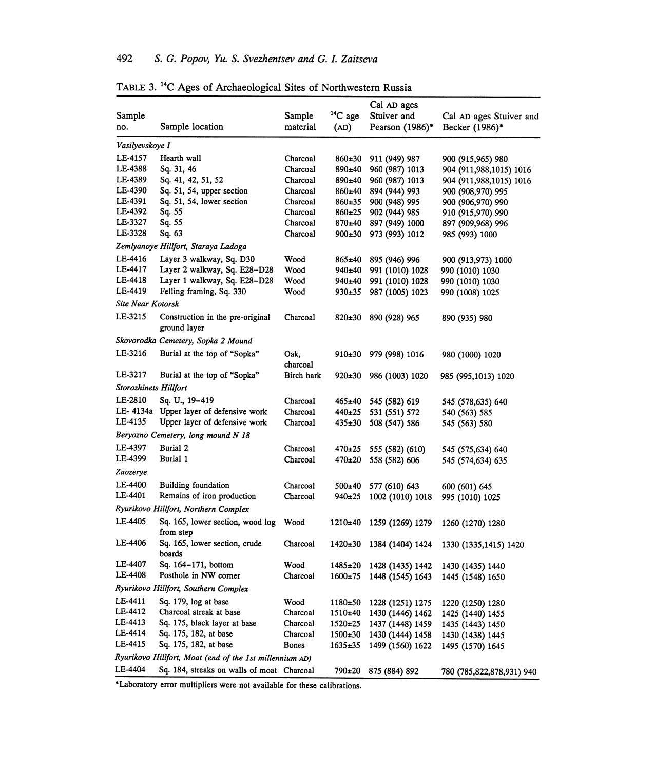TABLE 3. $^{14}C$ Ages of Archaeological Sites of Northwestern Russia

| Sample no. | Sample location | Sample material | $^{14}C$ age (AD) | Cal AD ages Stuiver and Pearson (1986)* | Cal AD ages Stuiver and Becker (1986)* |
|---|---|---|---|---|---|
| *Vasilyevskoye I* | | | | | |
| LE-4157 | Hearth wall | Charcoal | 860±30 | 911 (949) 987 | 900 (915,965) 980 |
| LE-4388 | Sq. 31, 46 | Charcoal | 890±40 | 960 (987) 1013 | 904 (911,988,1015) 1016 |
| LE-4389 | Sq. 41, 42, 51, 52 | Charcoal | 890±40 | 960 (987) 1013 | 904 (911,988,1015) 1016 |
| LE-4390 | Sq. 51, 54, upper section | Charcoal | 860±40 | 894 (944) 993 | 900 (908,970) 995 |
| LE-4391 | Sq. 51, 54, lower section | Charcoal | 860±35 | 900 (948) 995 | 900 (906,970) 990 |
| LE-4392 | Sq. 55 | Charcoal | 860±25 | 902 (944) 985 | 910 (915,970) 990 |
| LE-3327 | Sq. 55 | Charcoal | 870±40 | 897 (949) 1000 | 897 (909,968) 996 |
| LE-3328 | Sq. 63 | Charcoal | 900±30 | 973 (993) 1012 | 985 (993) 1000 |
| *Zemlyanoye Hillfort, Staraya Ladoga* | | | | | |
| LE-4416 | Layer 3 walkway, Sq. D30 | Wood | 865±40 | 895 (946) 996 | 900 (913,973) 1000 |
| LE-4417 | Layer 2 walkway, Sq. E28–D28 | Wood | 940±40 | 991 (1010) 1028 | 990 (1010) 1030 |
| LE-4418 | Layer 1 walkway, Sq. E28–D28 | Wood | 940±40 | 991 (1010) 1028 | 990 (1010) 1030 |
| LE-4419 | Felling framing, Sq. 330 | Wood | 930±35 | 987 (1005) 1023 | 990 (1008) 1025 |
| *Site Near Kotorsk* | | | | | |
| LE-3215 | Construction in the pre-original ground layer | Charcoal | 820±30 | 890 (928) 965 | 890 (935) 980 |
| *Skovorodka Cemetery, Sopka 2 Mound* | | | | | |
| LE-3216 | Burial at the top of "Sopka" | Oak, charcoal | 910±30 | 979 (998) 1016 | 980 (1000) 1020 |
| LE-3217 | Burial at the top of "Sopka" | Birch bark | 920±30 | 986 (1003) 1020 | 985 (995,1013) 1020 |
| *Storozhinets Hillfort* | | | | | |
| LE-2810 | Sq. U., 19–419 | Charcoal | 465±40 | 545 (582) 619 | 545 (578,635) 640 |
| LE- 4134a | Upper layer of defensive work | Charcoal | 440±25 | 531 (551) 572 | 540 (563) 585 |
| LE-4135 | Upper layer of defensive work | Charcoal | 435±30 | 508 (547) 586 | 545 (563) 580 |
| *Beryozno Cemetery, long mound N 18* | | | | | |
| LE-4397 | Burial 2 | Charcoal | 470±25 | 555 (582) (610) | 545 (575,634) 640 |
| LE-4399 | Burial 1 | Charcoal | 470±20 | 558 (582) 606 | 545 (574,634) 635 |
| *Zaozerye* | | | | | |
| LE-4400 | Building foundation | Charcoal | 500±40 | 577 (610) 643 | 600 (601) 645 |
| LE-4401 | Remains of iron production | Charcoal | 940±25 | 1002 (1010) 1018 | 995 (1010) 1025 |
| *Ryurikovo Hillfort, Northern Complex* | | | | | |
| LE-4405 | Sq. 165, lower section, wood log from step | Wood | 1210±40 | 1259 (1269) 1279 | 1260 (1270) 1280 |
| LE-4406 | Sq. 165, lower section, crude boards | Charcoal | 1420±30 | 1384 (1404) 1424 | 1330 (1335,1415) 1420 |
| LE-4407 | Sq. 164–171, bottom | Wood | 1485±20 | 1428 (1435) 1442 | 1430 (1435) 1440 |
| LE-4408 | Posthole in NW corner | Charcoal | 1600±75 | 1448 (1545) 1643 | 1445 (1548) 1650 |
| *Ryurikovo Hillfort, Southern Complex* | | | | | |
| LE-4411 | Sq. 179, log at base | Wood | 1180±50 | 1228 (1251) 1275 | 1220 (1250) 1280 |
| LE-4412 | Charcoal streak at base | Charcoal | 1510±40 | 1430 (1446) 1462 | 1425 (1440) 1455 |
| LE-4413 | Sq. 175, black layer at base | Charcoal | 1520±25 | 1437 (1448) 1459 | 1435 (1443) 1450 |
| LE-4414 | Sq. 175, 182, at base | Charcoal | 1500±30 | 1430 (1444) 1458 | 1430 (1438) 1445 |
| LE-4415 | Sq. 175, 182, at base | Bones | 1635±35 | 1499 (1560) 1622 | 1495 (1570) 1645 |
| *Ryurikovo Hillfort, Moat (end of the 1st millennium AD)* | | | | | |
| LE-4404 | Sq. 184, streaks on walls of moat | Charcoal | 790±20 | 875 (884) 892 | 780 (785,822,878,931) 940 |

*Laboratory error multipliers were not available for these calibrations.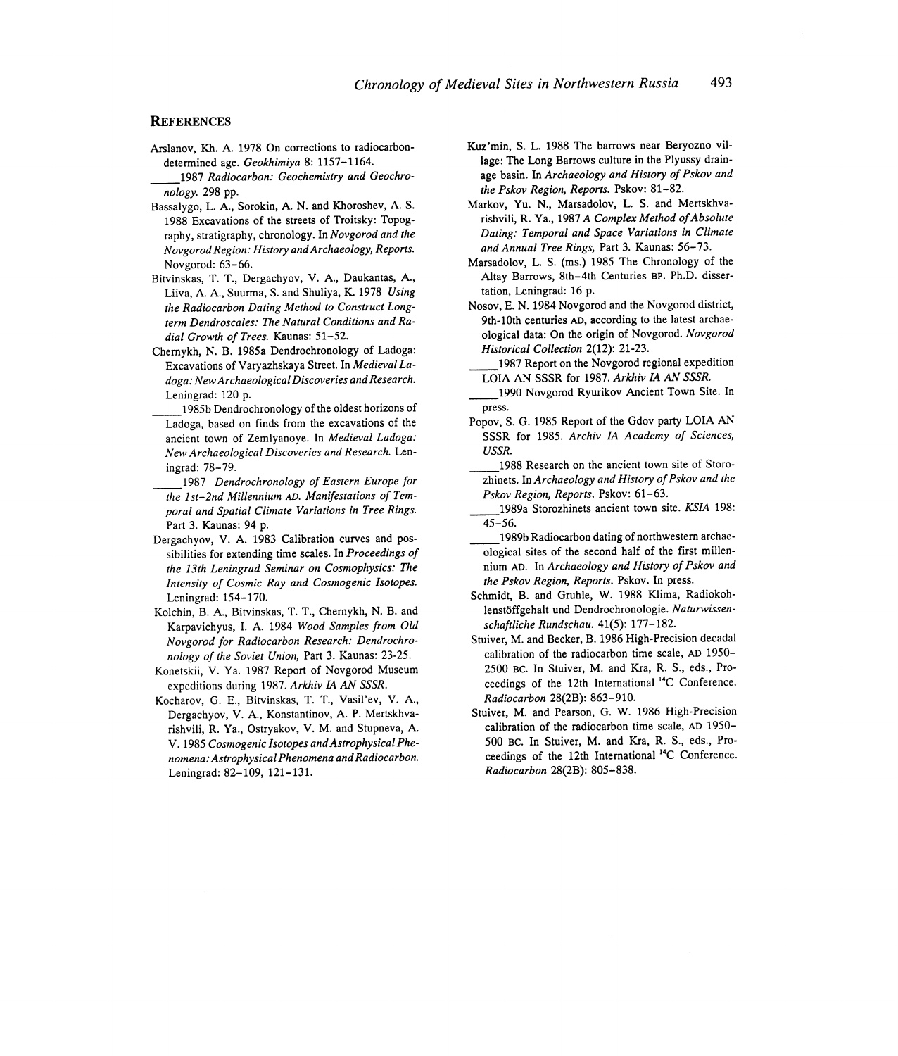## REFERENCES

Arslanov, Kh. A. 1978 On corrections to radiocarbon-determined age. *Geokhimiya* 8: 1157–1164.

_____1987 *Radiocarbon: Geochemistry and Geochronology.* 298 pp.

Bassalygo, L. A., Sorokin, A. N. and Khoroshev, A. S. 1988 Excavations of the streets of Troitsky: Topography, stratigraphy, chronology. In *Novgorod and the Novgorod Region: History and Archaeology, Reports.* Novgorod: 63–66.

Bitvinskas, T. T., Dergachyov, V. A., Daukantas, A., Liiva, A. A., Suurma, S. and Shuliya, K. 1978 *Using the Radiocarbon Dating Method to Construct Long-term Dendroscales: The Natural Conditions and Radial Growth of Trees.* Kaunas: 51–52.

Chernykh, N. B. 1985a Dendrochronology of Ladoga: Excavations of Varyazhskaya Street. In *Medieval Ladoga: New Archaeological Discoveries and Research.* Leningrad: 120 p.

_____1985b Dendrochronology of the oldest horizons of Ladoga, based on finds from the excavations of the ancient town of Zemlyanoye. In *Medieval Ladoga: New Archaeological Discoveries and Research.* Leningrad: 78–79.

_____1987 *Dendrochronology of Eastern Europe for the 1st–2nd Millennium AD. Manifestations of Temporal and Spatial Climate Variations in Tree Rings.* Part 3. Kaunas: 94 p.

Dergachyov, V. A. 1983 Calibration curves and possibilities for extending time scales. In *Proceedings of the 13th Leningrad Seminar on Cosmophysics: The Intensity of Cosmic Ray and Cosmogenic Isotopes.* Leningrad: 154–170.

Kolchin, B. A., Bitvinskas, T. T., Chernykh, N. B. and Karpavichyus, I. A. 1984 *Wood Samples from Old Novgorod for Radiocarbon Research: Dendrochronology of the Soviet Union,* Part 3. Kaunas: 23-25.

Konetskii, V. Ya. 1987 Report of Novgorod Museum expeditions during 1987. *Arkhiv IA AN SSSR.*

Kocharov, G. E., Bitvinskas, T. T., Vasil'ev, V. A., Dergachyov, V. A., Konstantinov, A. P. Mertskhvarishvili, R. Ya., Ostryakov, V. M. and Stupneva, A. V. 1985 *Cosmogenic Isotopes and Astrophysical Phenomena: Astrophysical Phenomena and Radiocarbon.* Leningrad: 82–109, 121–131.

Kuz'min, S. L. 1988 The barrows near Beryozno village: The Long Barrows culture in the Plyussy drainage basin. In *Archaeology and History of Pskov and the Pskov Region, Reports.* Pskov: 81–82.

Markov, Yu. N., Marsadolov, L. S. and Mertskhvarishvili, R. Ya., 1987 *A Complex Method of Absolute Dating: Temporal and Space Variations in Climate and Annual Tree Rings,* Part 3. Kaunas: 56–73.

Marsadolov, L. S. (ms.) 1985 The Chronology of the Altay Barrows, 8th–4th Centuries BP. Ph.D. dissertation, Leningrad: 16 p.

Nosov, E. N. 1984 Novgorod and the Novgorod district, 9th-10th centuries AD, according to the latest archaeological data: On the origin of Novgorod. *Novgorod Historical Collection* 2(12): 21-23.

_____1987 Report on the Novgorod regional expedition LOIA AN SSSR for 1987. *Arkhiv IA AN SSSR.*

_____1990 Novgorod Ryurikov Ancient Town Site. In press.

Popov, S. G. 1985 Report of the Gdov party LOIA AN SSSR for 1985. *Archiv IA Academy of Sciences, USSR.*

_____1988 Research on the ancient town site of Storozhinets. In *Archaeology and History of Pskov and the Pskov Region, Reports.* Pskov: 61–63.

_____1989a Storozhinets ancient town site. *KSIA* 198: 45–56.

_____1989b Radiocarbon dating of northwestern archaeological sites of the second half of the first millennium AD. In *Archaeology and History of Pskov and the Pskov Region, Reports.* Pskov. In press.

Schmidt, B. and Gruhle, W. 1988 Klima, Radiokohlenstöffgehalt und Dendrochronologie. *Naturwissenschaftliche Rundschau.* 41(5): 177–182.

Stuiver, M. and Becker, B. 1986 High-Precision decadal calibration of the radiocarbon time scale, AD 1950–2500 BC. In Stuiver, M. and Kra, R. S., eds., Proceedings of the 12th International $^{14}$C Conference. *Radiocarbon* 28(2B): 863–910.

Stuiver, M. and Pearson, G. W. 1986 High-Precision calibration of the radiocarbon time scale, AD 1950–500 BC. In Stuiver, M. and Kra, R. S., eds., Proceedings of the 12th International $^{14}$C Conference. *Radiocarbon* 28(2B): 805–838.